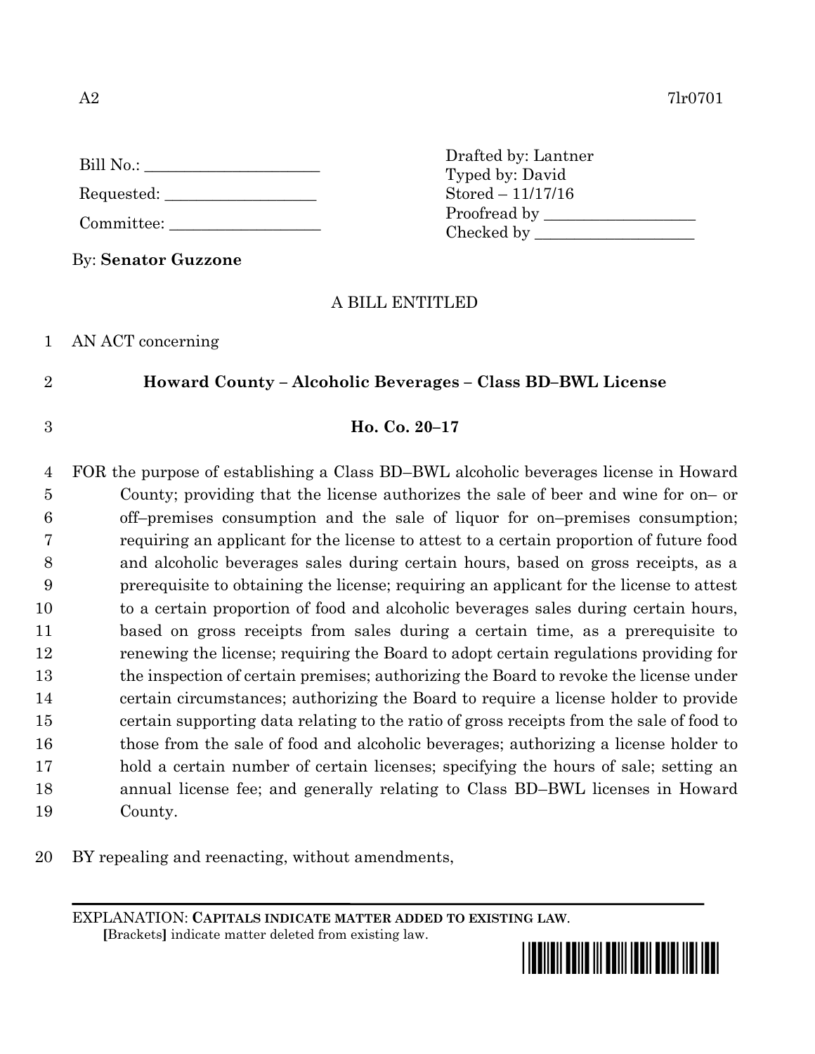A2 7lr0701

Bill No.: ____________________

Requested: __________________

Committee: __________________

Drafted by: Lantner
Typed by: David
Stored – 11/17/16
Proofread by __________________
Checked by ___________________

By: **Senator Guzzone**

A BILL ENTITLED

1 AN ACT concerning

2 **Howard County – Alcoholic Beverages – Class BD–BWL License**

3 **Ho. Co. 20–17**

4 FOR the purpose of establishing a Class BD–BWL alcoholic beverages license in Howard
5 County; providing that the license authorizes the sale of beer and wine for on– or
6 off–premises consumption and the sale of liquor for on–premises consumption;
7 requiring an applicant for the license to attest to a certain proportion of future food
8 and alcoholic beverages sales during certain hours, based on gross receipts, as a
9 prerequisite to obtaining the license; requiring an applicant for the license to attest
10 to a certain proportion of food and alcoholic beverages sales during certain hours,
11 based on gross receipts from sales during a certain time, as a prerequisite to
12 renewing the license; requiring the Board to adopt certain regulations providing for
13 the inspection of certain premises; authorizing the Board to revoke the license under
14 certain circumstances; authorizing the Board to require a license holder to provide
15 certain supporting data relating to the ratio of gross receipts from the sale of food to
16 those from the sale of food and alcoholic beverages; authorizing a license holder to
17 hold a certain number of certain licenses; specifying the hours of sale; setting an
18 annual license fee; and generally relating to Class BD–BWL licenses in Howard
19 County.

20 BY repealing and reenacting, without amendments,

EXPLANATION: **CAPITALS INDICATE MATTER ADDED TO EXISTING LAW.**
**[**Brackets**]** indicate matter deleted from existing law.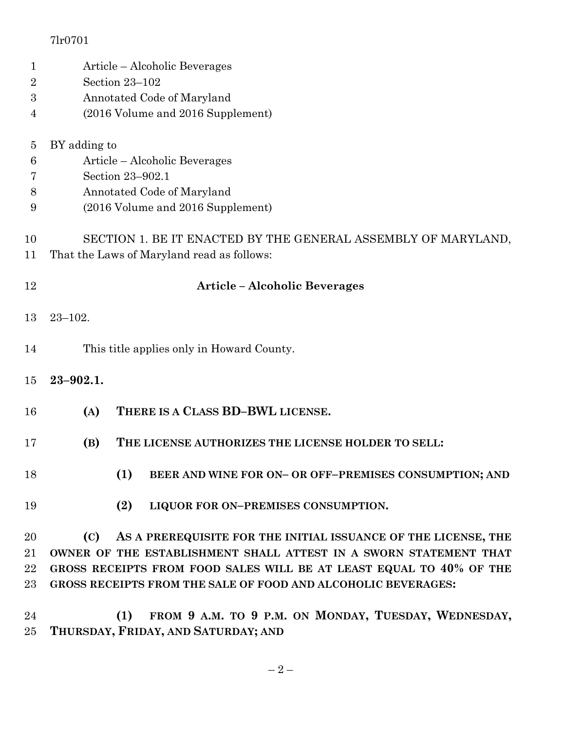7lr0701

Article – Alcoholic Beverages
Section 23–102
Annotated Code of Maryland
(2016 Volume and 2016 Supplement)

BY adding to
Article – Alcoholic Beverages
Section 23–902.1
Annotated Code of Maryland
(2016 Volume and 2016 Supplement)

SECTION 1. BE IT ENACTED BY THE GENERAL ASSEMBLY OF MARYLAND, That the Laws of Maryland read as follows:

**Article – Alcoholic Beverages**

23–102.

This title applies only in Howard County.

**23–902.1.**

**(A) THERE IS A CLASS BD–BWL LICENSE.**

**(B) THE LICENSE AUTHORIZES THE LICENSE HOLDER TO SELL:**

**(1) BEER AND WINE FOR ON– OR OFF–PREMISES CONSUMPTION; AND**

**(2) LIQUOR FOR ON–PREMISES CONSUMPTION.**

**(C) AS A PREREQUISITE FOR THE INITIAL ISSUANCE OF THE LICENSE, THE OWNER OF THE ESTABLISHMENT SHALL ATTEST IN A SWORN STATEMENT THAT GROSS RECEIPTS FROM FOOD SALES WILL BE AT LEAST EQUAL TO 40% OF THE GROSS RECEIPTS FROM THE SALE OF FOOD AND ALCOHOLIC BEVERAGES:**

**(1) FROM 9 A.M. TO 9 P.M. ON MONDAY, TUESDAY, WEDNESDAY, THURSDAY, FRIDAY, AND SATURDAY; AND**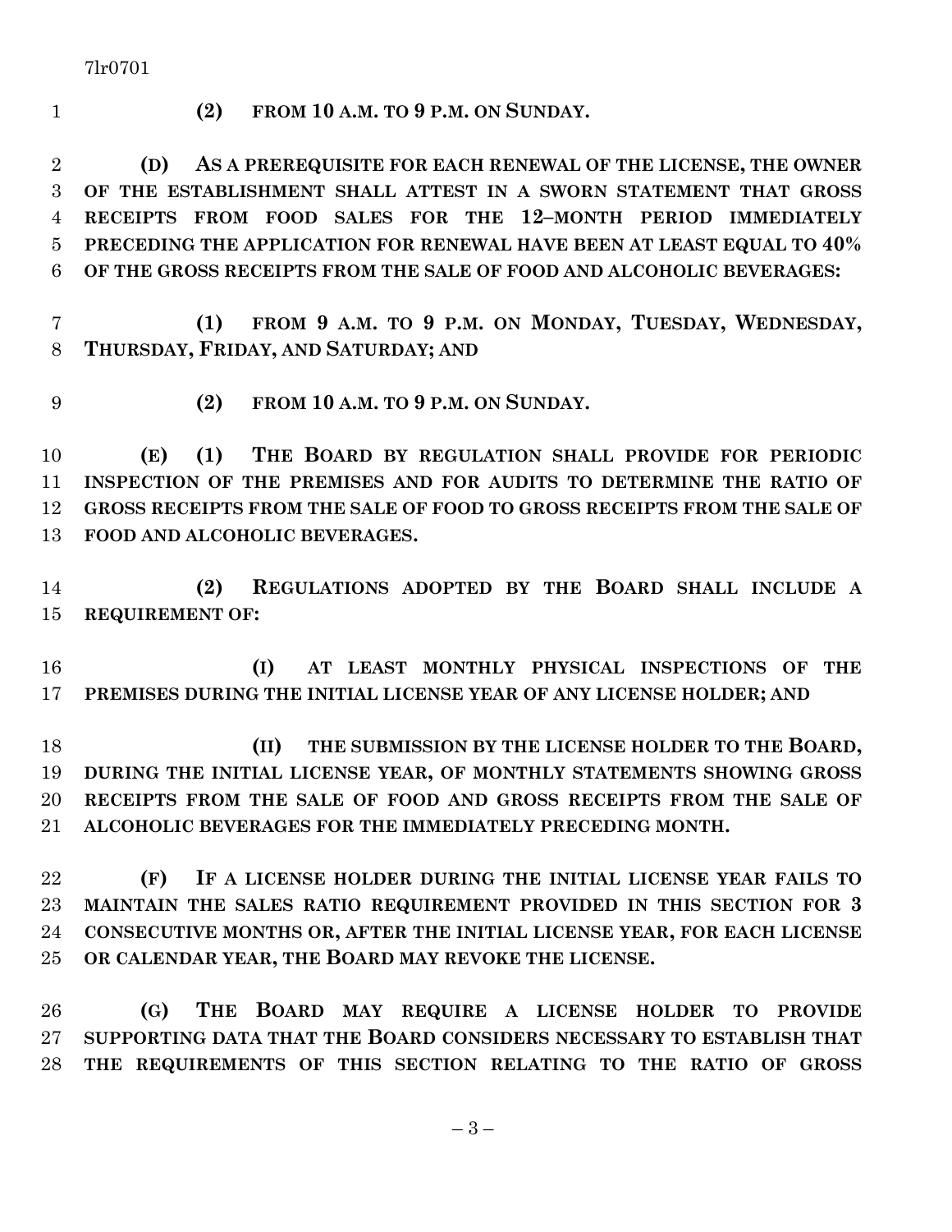**(2) FROM 10 A.M. TO 9 P.M. ON SUNDAY.**

**(D) AS A PREREQUISITE FOR EACH RENEWAL OF THE LICENSE, THE OWNER OF THE ESTABLISHMENT SHALL ATTEST IN A SWORN STATEMENT THAT GROSS RECEIPTS FROM FOOD SALES FOR THE 12–MONTH PERIOD IMMEDIATELY PRECEDING THE APPLICATION FOR RENEWAL HAVE BEEN AT LEAST EQUAL TO 40% OF THE GROSS RECEIPTS FROM THE SALE OF FOOD AND ALCOHOLIC BEVERAGES:**

**(1) FROM 9 A.M. TO 9 P.M. ON MONDAY, TUESDAY, WEDNESDAY, THURSDAY, FRIDAY, AND SATURDAY; AND**

**(2) FROM 10 A.M. TO 9 P.M. ON SUNDAY.**

**(E) (1) THE BOARD BY REGULATION SHALL PROVIDE FOR PERIODIC INSPECTION OF THE PREMISES AND FOR AUDITS TO DETERMINE THE RATIO OF GROSS RECEIPTS FROM THE SALE OF FOOD TO GROSS RECEIPTS FROM THE SALE OF FOOD AND ALCOHOLIC BEVERAGES.**

**(2) REGULATIONS ADOPTED BY THE BOARD SHALL INCLUDE A REQUIREMENT OF:**

**(I) AT LEAST MONTHLY PHYSICAL INSPECTIONS OF THE PREMISES DURING THE INITIAL LICENSE YEAR OF ANY LICENSE HOLDER; AND**

**(II) THE SUBMISSION BY THE LICENSE HOLDER TO THE BOARD, DURING THE INITIAL LICENSE YEAR, OF MONTHLY STATEMENTS SHOWING GROSS RECEIPTS FROM THE SALE OF FOOD AND GROSS RECEIPTS FROM THE SALE OF ALCOHOLIC BEVERAGES FOR THE IMMEDIATELY PRECEDING MONTH.**

**(F) IF A LICENSE HOLDER DURING THE INITIAL LICENSE YEAR FAILS TO MAINTAIN THE SALES RATIO REQUIREMENT PROVIDED IN THIS SECTION FOR 3 CONSECUTIVE MONTHS OR, AFTER THE INITIAL LICENSE YEAR, FOR EACH LICENSE OR CALENDAR YEAR, THE BOARD MAY REVOKE THE LICENSE.**

**(G) THE BOARD MAY REQUIRE A LICENSE HOLDER TO PROVIDE SUPPORTING DATA THAT THE BOARD CONSIDERS NECESSARY TO ESTABLISH THAT THE REQUIREMENTS OF THIS SECTION RELATING TO THE RATIO OF GROSS**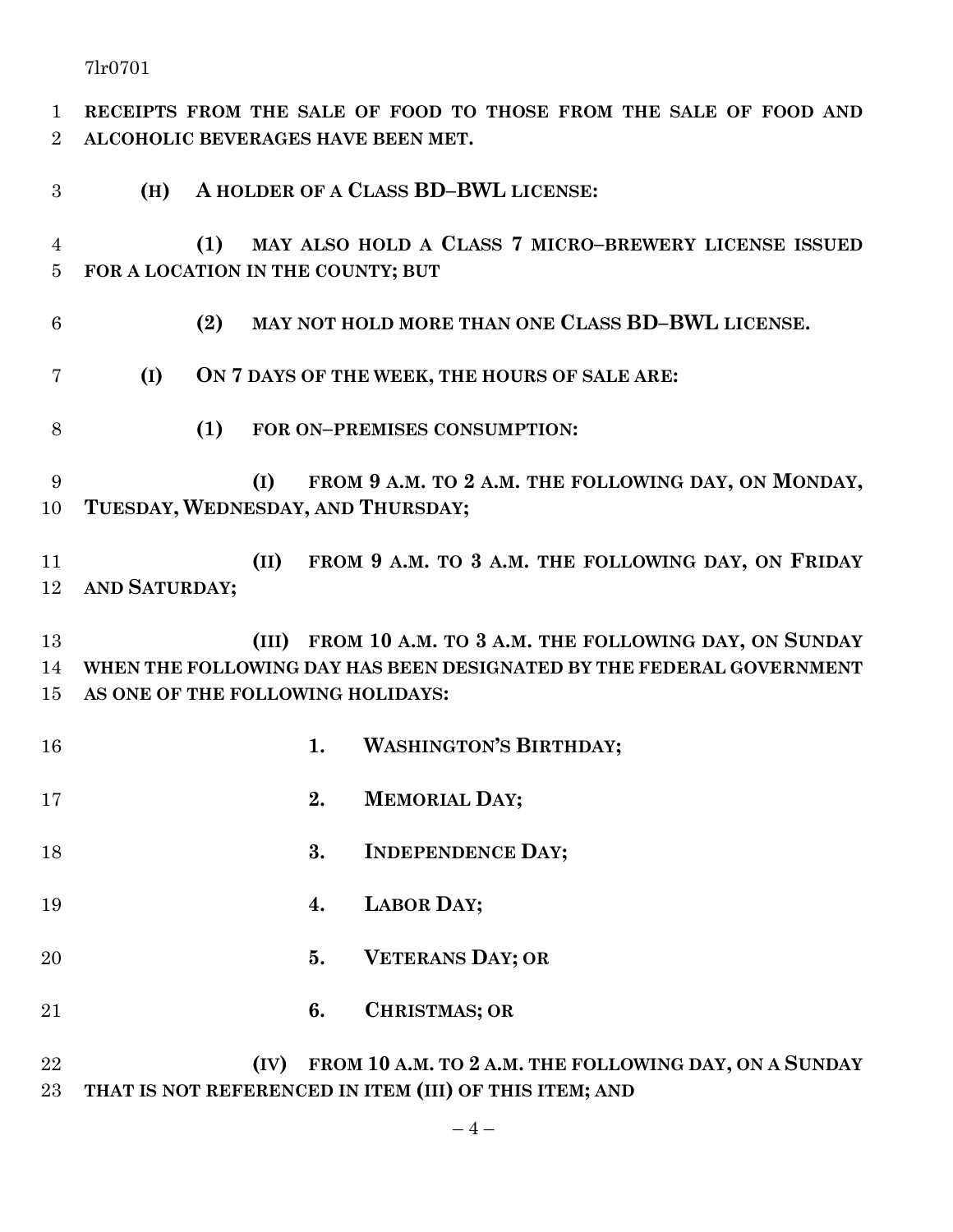**RECEIPTS FROM THE SALE OF FOOD TO THOSE FROM THE SALE OF FOOD AND ALCOHOLIC BEVERAGES HAVE BEEN MET.**

**(H) A HOLDER OF A CLASS BD–BWL LICENSE:**

**(1) MAY ALSO HOLD A CLASS 7 MICRO–BREWERY LICENSE ISSUED FOR A LOCATION IN THE COUNTY; BUT**

**(2) MAY NOT HOLD MORE THAN ONE CLASS BD–BWL LICENSE.**

**(I) ON 7 DAYS OF THE WEEK, THE HOURS OF SALE ARE:**

**(1) FOR ON–PREMISES CONSUMPTION:**

**(I) FROM 9 A.M. TO 2 A.M. THE FOLLOWING DAY, ON MONDAY, TUESDAY, WEDNESDAY, AND THURSDAY;**

**(II) FROM 9 A.M. TO 3 A.M. THE FOLLOWING DAY, ON FRIDAY AND SATURDAY;**

**(III) FROM 10 A.M. TO 3 A.M. THE FOLLOWING DAY, ON SUNDAY WHEN THE FOLLOWING DAY HAS BEEN DESIGNATED BY THE FEDERAL GOVERNMENT AS ONE OF THE FOLLOWING HOLIDAYS:**

**1. WASHINGTON'S BIRTHDAY;**

**2. MEMORIAL DAY;**

**3. INDEPENDENCE DAY;**

**4. LABOR DAY;**

**5. VETERANS DAY; OR**

**6. CHRISTMAS; OR**

**(IV) FROM 10 A.M. TO 2 A.M. THE FOLLOWING DAY, ON A SUNDAY THAT IS NOT REFERENCED IN ITEM (III) OF THIS ITEM; AND**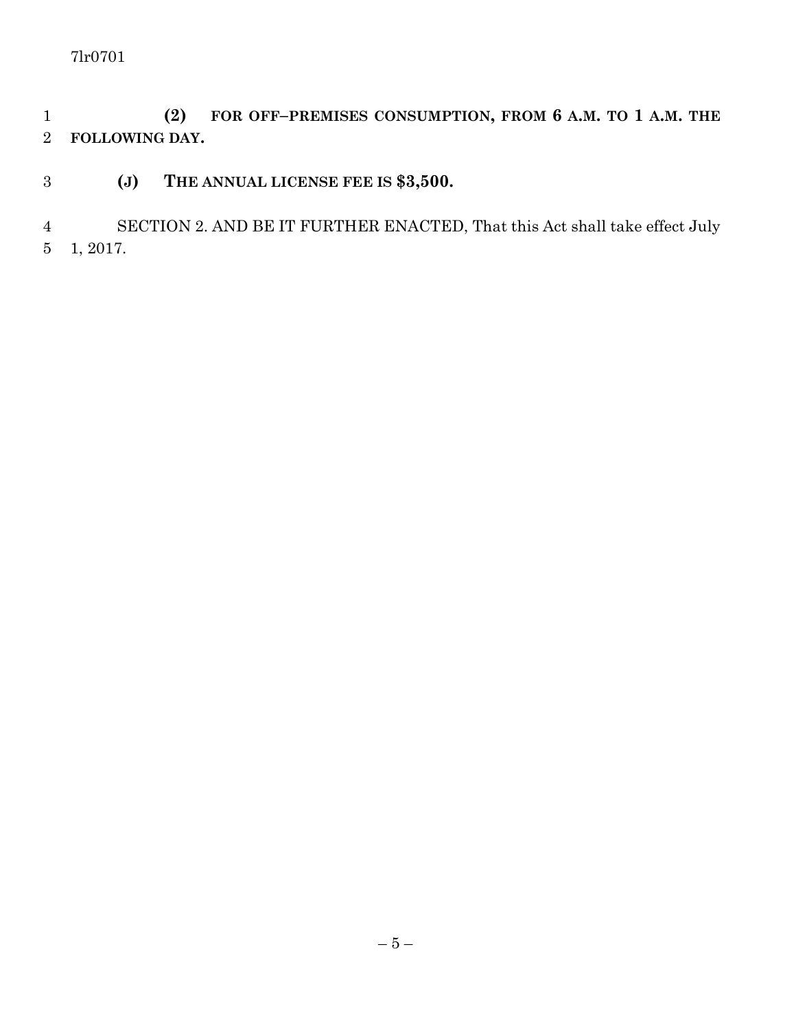**(2) FOR OFF–PREMISES CONSUMPTION, FROM 6 A.M. TO 1 A.M. THE FOLLOWING DAY.**

**(J) THE ANNUAL LICENSE FEE IS $3,500.**

SECTION 2. AND BE IT FURTHER ENACTED, That this Act shall take effect July 1, 2017.